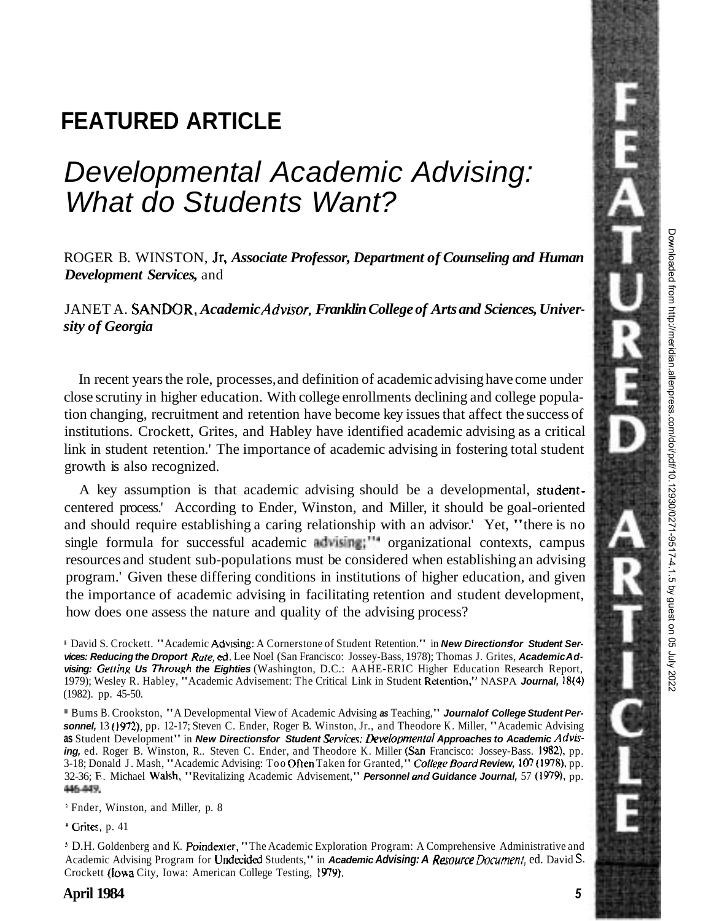# FEATURED ARTICLE

## *Developmental Academic Advising: What do Students Want?*

ROGER B. WINSTON, Jr, ***Associate Professor, Department of Counseling and Human Development Services,*** and

JANET A. SANDOR, ***Academic Advisor, Franklin College of Arts and Sciences, University of Georgia***

In recent years the role, processes, and definition of academic advising have come under close scrutiny in higher education. With college enrollments declining and college population changing, recruitment and retention have become key issues that affect the success of institutions. Crockett, Grites, and Habley have identified academic advising as a critical link in student retention.[1] The importance of academic advising in fostering total student growth is also recognized.

A key assumption is that academic advising should be a developmental, student-centered process.[2] According to Ender, Winston, and Miller, it should be goal-oriented and should require establishing a caring relationship with an advisor.[3] Yet, "there is no single formula for successful academic advising;"[4] organizational contexts, campus resources and student sub-populations must be considered when establishing an advising program.[5] Given these differing conditions in institutions of higher education, and given the importance of academic advising in facilitating retention and student development, how does one assess the nature and quality of the advising process?

[1] David S. Crockett. "Academic Advising: A Cornerstone of Student Retention." in ***New Directions for Student Services: Reducing the Droport Rate,*** ed. Lee Noel (San Francisco: Jossey-Bass, 1978); Thomas J. Grites, ***Academic Advising: Getting Us Through the Eighties*** (Washington, D.C.: AAHE-ERIC Higher Education Research Report, 1979); Wesley R. Habley, "Academic Advisement: The Critical Link in Student Retention," NASPA ***Journal,*** 18(4) (1982). pp. 45-50.

[2] Bums B. Crookston, "A Developmental View of Academic Advising as Teaching," ***Journal of College Student Personnel,*** 13 (1972), pp. 12-17; Steven C. Ender, Roger B. Winston, Jr., and Theodore K. Miller, "Academic Advising as Student Development" in ***New Directions for Student Services: Developmental Approaches to Academic Advising,*** ed. Roger B. Winston, R.. Steven C. Ender, and Theodore K. Miller (San Francisco: Jossey-Bass. 1982), pp. 3-18; Donald J. Mash, "Academic Advising: Too Often Taken for Granted," ***College Board Review,*** 107 (1978), pp. 32-36; F.. Michael Walsh, "Revitalizing Academic Advisement," ***Personnel and Guidance Journal,*** 57 (1979), pp. 446-449.

[3] Fnder, Winston, and Miller, p. 8

[4] Grites, p. 41

[5] D.H. Goldenberg and K. Poindexter, "The Academic Exploration Program: A Comprehensive Administrative and Academic Advising Program for Undecided Students," in ***Academic Advising: A Resource Document,*** ed. David S. Crockett (Iowa City, Iowa: American College Testing, 1979).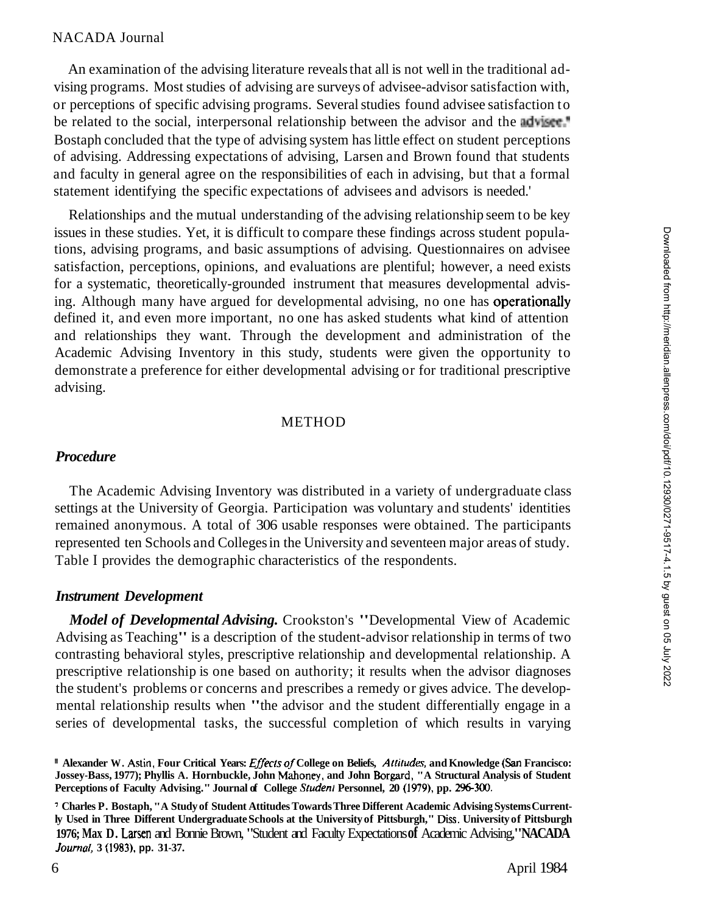An examination of the advising literature reveals that all is not well in the traditional advising programs. Most studies of advising are surveys of advisee-advisor satisfaction with, or perceptions of specific advising programs. Several studies found advisee satisfaction to be related to the social, interpersonal relationship between the advisor and the advisee.[6] Bostaph concluded that the type of advising system has little effect on student perceptions of advising. Addressing expectations of advising, Larsen and Brown found that students and faculty in general agree on the responsibilities of each in advising, but that a formal statement identifying the specific expectations of advisees and advisors is needed.[7]

Relationships and the mutual understanding of the advising relationship seem to be key issues in these studies. Yet, it is difficult to compare these findings across student populations, advising programs, and basic assumptions of advising. Questionnaires on advisee satisfaction, perceptions, opinions, and evaluations are plentiful; however, a need exists for a systematic, theoretically-grounded instrument that measures developmental advising. Although many have argued for developmental advising, no one has operationally defined it, and even more important, no one has asked students what kind of attention and relationships they want. Through the development and administration of the Academic Advising Inventory in this study, students were given the opportunity to demonstrate a preference for either developmental advising or for traditional prescriptive advising.

## METHOD

### *Procedure*

The Academic Advising Inventory was distributed in a variety of undergraduate class settings at the University of Georgia. Participation was voluntary and students' identities remained anonymous. A total of 306 usable responses were obtained. The participants represented ten Schools and Colleges in the University and seventeen major areas of study. Table I provides the demographic characteristics of the respondents.

### *Instrument Development*

***Model of Developmental Advising.*** Crookston's "Developmental View of Academic Advising as Teaching" is a description of the student-advisor relationship in terms of two contrasting behavioral styles, prescriptive relationship and developmental relationship. A prescriptive relationship is one based on authority; it results when the advisor diagnoses the student's problems or concerns and prescribes a remedy or gives advice. The developmental relationship results when "the advisor and the student differentially engage in a series of developmental tasks, the successful completion of which results in varying

[6] **Alexander W. Astin, Four Critical Years: *Effects of* College on Beliefs, *Attitudes*, and Knowledge (San Francisco: Jossey-Bass, 1977); Phyllis A. Hornbuckle, John Mahoney, and John Borgard, "A Structural Analysis of Student Perceptions of Faculty Advising." Journal of College *Student* Personnel, 20 (1979), pp. 296-300.**

[7] **Charles P. Bostaph, "A Study of Student Attitudes Towards Three Different Academic Advising Systems Currently Used in Three Different Undergraduate Schools at the University of Pittsburgh," Diss. University of Pittsburgh 1976; Max D. Larsen and Bonnie Brown, "Student and Faculty Expectations of Academic Advising," NACADA *Journal*, 3 (1983), pp. 31-37.**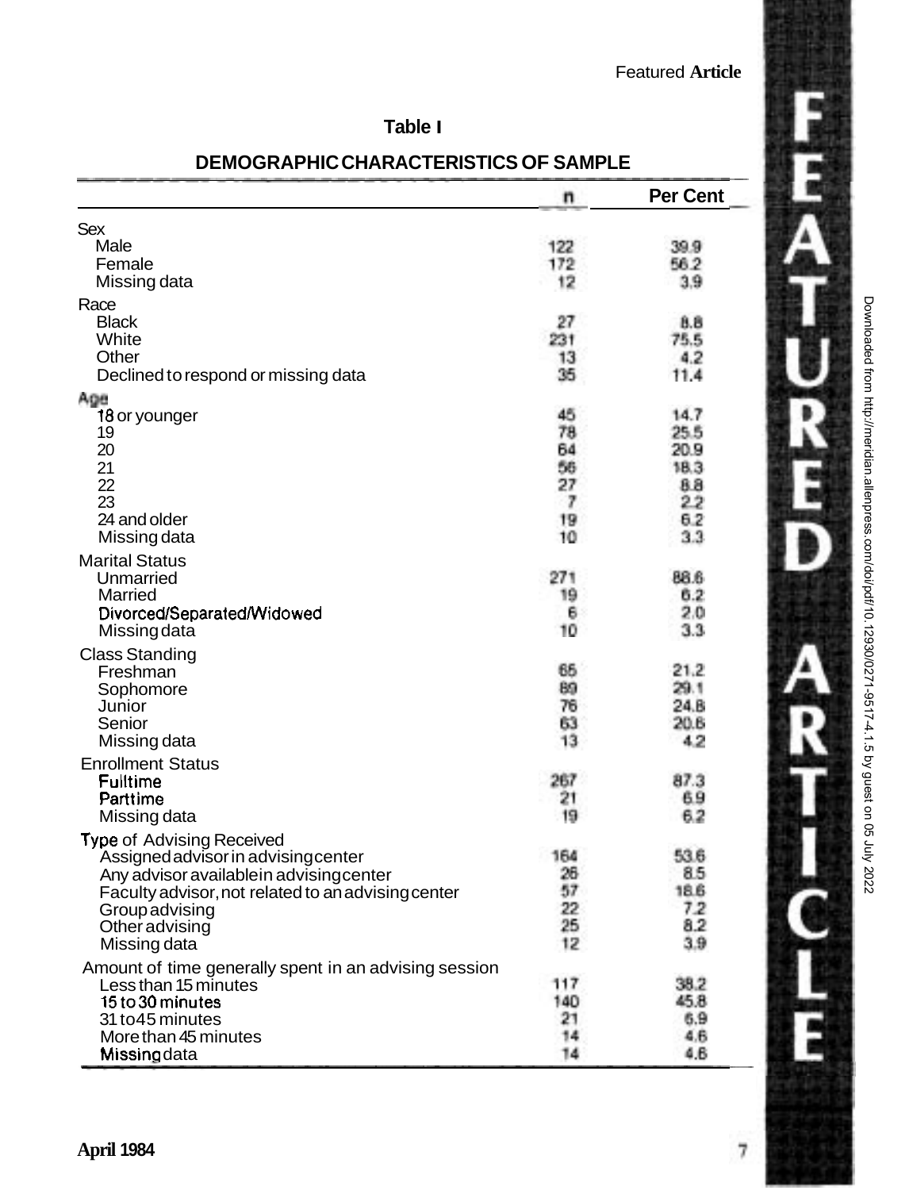**Table I**

**DEMOGRAPHIC CHARACTERISTICS OF SAMPLE**

| | n | Per Cent |
|---|---|---|
| **Sex** | | |
| Male | 122 | 39.9 |
| Female | 172 | 56.2 |
| Missing data | 12 | 3.9 |
| **Race** | | |
| Black | 27 | 8.8 |
| White | 231 | 75.5 |
| Other | 13 | 4.2 |
| Declined to respond or missing data | 35 | 11.4 |
| **Age** | | |
| 18 or younger | 45 | 14.7 |
| 19 | 78 | 25.5 |
| 20 | 64 | 20.9 |
| 21 | 56 | 18.3 |
| 22 | 27 | 8.8 |
| 23 | 7 | 2.2 |
| 24 and older | 19 | 6.2 |
| Missing data | 10 | 3.3 |
| **Marital Status** | | |
| Unmarried | 271 | 88.6 |
| Married | 19 | 6.2 |
| Divorced/Separated/Widowed | 6 | 2.0 |
| Missing data | 10 | 3.3 |
| **Class Standing** | | |
| Freshman | 65 | 21.2 |
| Sophomore | 89 | 29.1 |
| Junior | 76 | 24.8 |
| Senior | 63 | 20.6 |
| Missing data | 13 | 4.2 |
| **Enrollment Status** | | |
| Fulltime | 267 | 87.3 |
| Parttime | 21 | 6.9 |
| Missing data | 19 | 6.2 |
| **Type of Advising Received** | | |
| Assigned advisor in advising center | 164 | 53.6 |
| Any advisor available in advising center | 26 | 8.5 |
| Faculty advisor, not related to an advising center | 57 | 18.6 |
| Group advising | 22 | 7.2 |
| Other advising | 25 | 8.2 |
| Missing data | 12 | 3.9 |
| **Amount of time generally spent in an advising session** | | |
| Less than 15 minutes | 117 | 38.2 |
| 15 to 30 minutes | 140 | 45.8 |
| 31 to 45 minutes | 21 | 6.9 |
| More than 45 minutes | 14 | 4.6 |
| Missing data | 14 | 4.6 |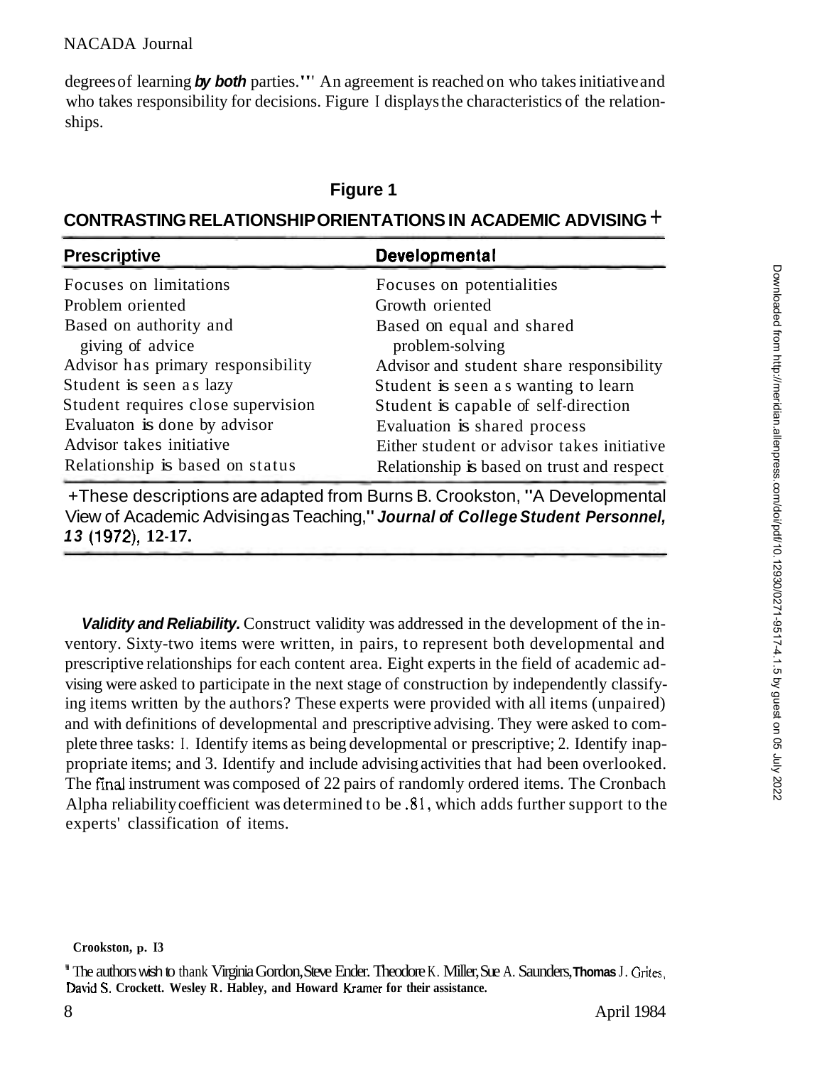degrees of learning ***by both*** parties.[11] An agreement is reached on who takes initiative and who takes responsibility for decisions. Figure 1 displays the characteristics of the relationships.

**Figure 1**

**CONTRASTING RELATIONSHIP ORIENTATIONS IN ACADEMIC ADVISING +**

| Prescriptive | Developmental |
| --- | --- |
| Focuses on limitations | Focuses on potentialities |
| Problem oriented | Growth oriented |
| Based on authority and giving of advice | Based on equal and shared problem-solving |
| Advisor has primary responsibility | Advisor and student share responsibility |
| Student is seen as lazy | Student is seen as wanting to learn |
| Student requires close supervision | Student is capable of self-direction |
| Evaluaton is done by advisor | Evaluation is shared process |
| Advisor takes initiative | Either student or advisor takes initiative |
| Relationship is based on status | Relationship is based on trust and respect |

+These descriptions are adapted from Burns B. Crookston, "A Developmental View of Academic Advising as Teaching," ***Journal of College Student Personnel, 13*** (1972), **12-17.**

***Validity and Reliability.*** Construct validity was addressed in the development of the inventory. Sixty-two items were written, in pairs, to represent both developmental and prescriptive relationships for each content area. Eight experts in the field of academic advising were asked to participate in the next stage of construction by independently classifying items written by the authors? These experts were provided with all items (unpaired) and with definitions of developmental and prescriptive advising. They were asked to complete three tasks: 1. Identify items as being developmental or prescriptive; 2. Identify inappropriate items; and 3. Identify and include advising activities that had been overlooked. The final instrument was composed of 22 pairs of randomly ordered items. The Cronbach Alpha reliability coefficient was determined to be .81, which adds further support to the experts' classification of items.

**Crookston, p. 13**

[12] The authors wish to thank Virginia Gordon, Steve Ender. Theodore K. Miller, Sue A. Saunders, **Thomas** J. Grites, David S. **Crockett. Wesley R. Habley, and Howard Kramer for their assistance.**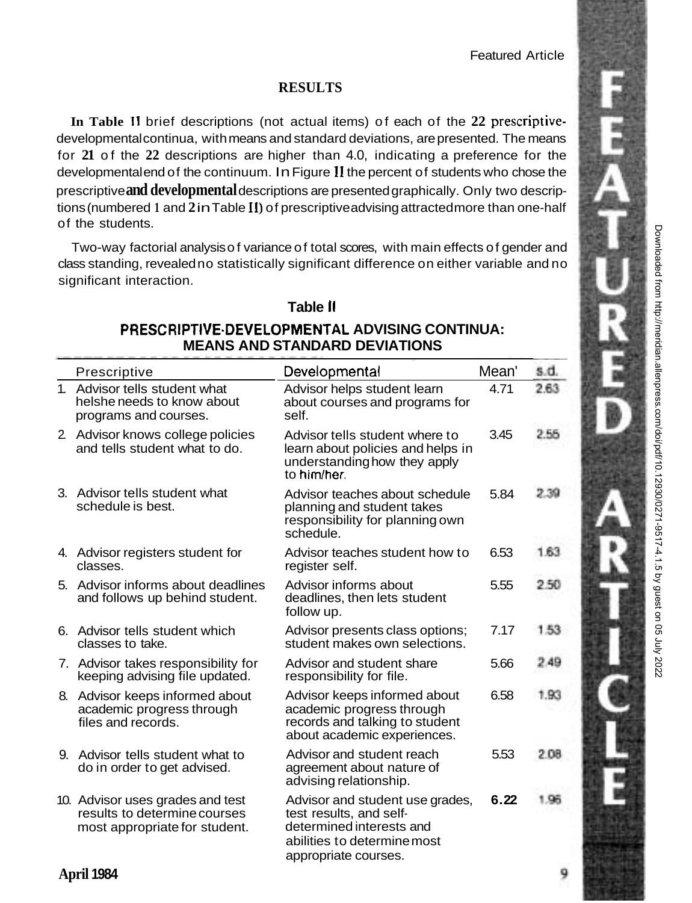## RESULTS

In Table II brief descriptions (not actual items) of each of the 22 prescriptive-developmental continua, with means and standard deviations, are presented. The means for 21 of the 22 descriptions are higher than 4.0, indicating a preference for the developmental end of the continuum. In Figure II the percent of students who chose the prescriptive and developmental descriptions are presented graphically. Only two descriptions (numbered 1 and 2 in Table II) of prescriptive advising attracted more than one-half of the students.

Two-way factorial analysis of variance of total scores, with main effects of gender and class standing, revealed no statistically significant difference on either variable and no significant interaction.

**Table II**

**PRESCRIPTIVE-DEVELOPMENTAL ADVISING CONTINUA: MEANS AND STANDARD DEVIATIONS**

| Prescriptive | Developmental | Mean' | s.d. |
|---|---|---|---|
| 1. Advisor tells student what helshe needs to know about programs and courses. | Advisor helps student learn about courses and programs for self. | 4.71 | 2.63 |
| 2. Advisor knows college policies and tells student what to do. | Advisor tells student where to learn about policies and helps in understanding how they apply to him/her. | 3.45 | 2.55 |
| 3. Advisor tells student what schedule is best. | Advisor teaches about schedule planning and student takes responsibility for planning own schedule. | 5.84 | 2.39 |
| 4. Advisor registers student for classes. | Advisor teaches student how to register self. | 6.53 | 1.63 |
| 5. Advisor informs about deadlines and follows up behind student. | Advisor informs about deadlines, then lets student follow up. | 5.55 | 2.50 |
| 6. Advisor tells student which classes to take. | Advisor presents class options; student makes own selections. | 7.17 | 1.53 |
| 7. Advisor takes responsibility for keeping advising file updated. | Advisor and student share responsibility for file. | 5.66 | 2.49 |
| 8. Advisor keeps informed about academic progress through files and records. | Advisor keeps informed about academic progress through records and talking to student about academic experiences. | 6.58 | 1.93 |
| 9. Advisor tells student what to do in order to get advised. | Advisor and student reach agreement about nature of advising relationship. | 5.53 | 2.08 |
| 10. Advisor uses grades and test results to determine courses most appropriate for student. | Advisor and student use grades, test results, and self-determined interests and abilities to determine most appropriate courses. | 6.22 | 1.96 |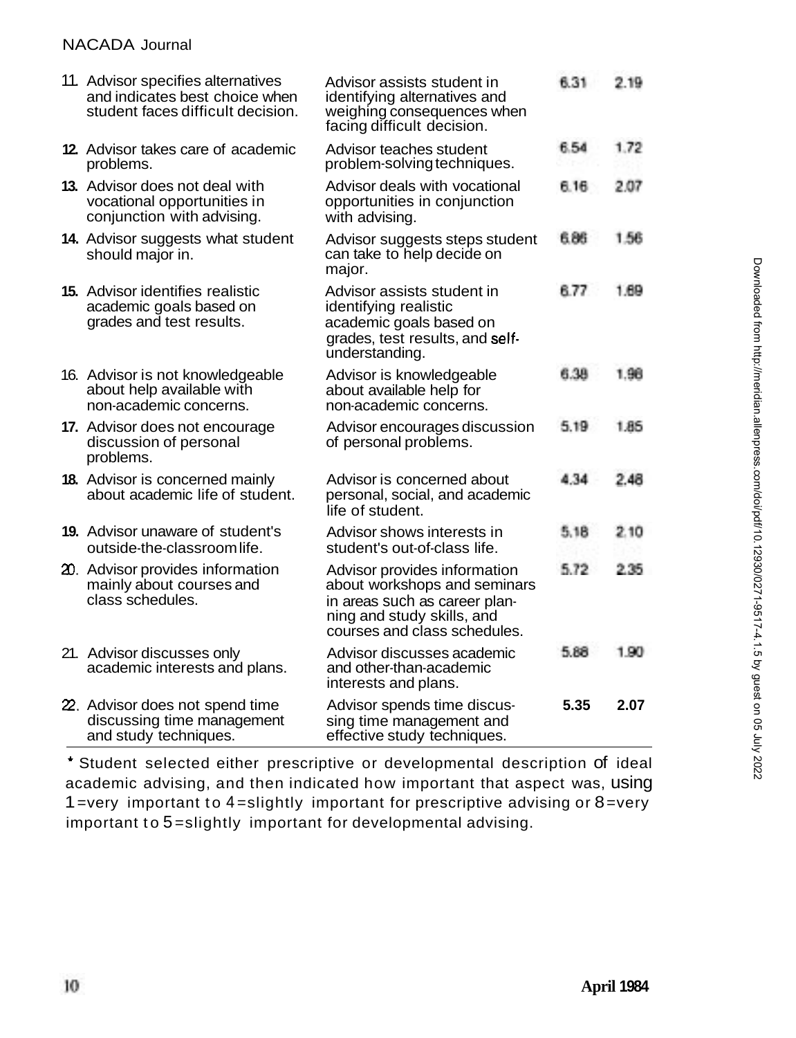| | | | |
|---|---|---|---|
| 11. Advisor specifies alternatives and indicates best choice when student faces difficult decision. | Advisor assists student in identifying alternatives and weighing consequences when facing difficult decision. | 6.31 | 2.19 |
| 12. Advisor takes care of academic problems. | Advisor teaches student problem-solving techniques. | 6.54 | 1.72 |
| 13. Advisor does not deal with vocational opportunities in conjunction with advising. | Advisor deals with vocational opportunities in conjunction with advising. | 6.16 | 2.07 |
| 14. Advisor suggests what student should major in. | Advisor suggests steps student can take to help decide on major. | 6.86 | 1.56 |
| 15. Advisor identifies realistic academic goals based on grades and test results. | Advisor assists student in identifying realistic academic goals based on grades, test results, and self-understanding. | 6.77 | 1.69 |
| 16. Advisor is not knowledgeable about help available with non-academic concerns. | Advisor is knowledgeable about available help for non-academic concerns. | 6.38 | 1.98 |
| 17. Advisor does not encourage discussion of personal problems. | Advisor encourages discussion of personal problems. | 5.19 | 1.85 |
| 18. Advisor is concerned mainly about academic life of student. | Advisor is concerned about personal, social, and academic life of student. | 4.34 | 2.48 |
| 19. Advisor unaware of student's outside-the-classroom life. | Advisor shows interests in student's out-of-class life. | 5.18 | 2.10 |
| 20. Advisor provides information mainly about courses and class schedules. | Advisor provides information about workshops and seminars in areas such as career planning and study skills, and courses and class schedules. | 5.72 | 2.35 |
| 21. Advisor discusses only academic interests and plans. | Advisor discusses academic and other-than-academic interests and plans. | 5.88 | 1.90 |
| 22. Advisor does not spend time discussing time management and study techniques. | Advisor spends time discussing time management and effective study techniques. | 5.35 | 2.07 |

* Student selected either prescriptive or developmental description of ideal academic advising, and then indicated how important that aspect was, using 1 = very important to 4 = slightly important for prescriptive advising or 8 = very important to 5 = slightly important for developmental advising.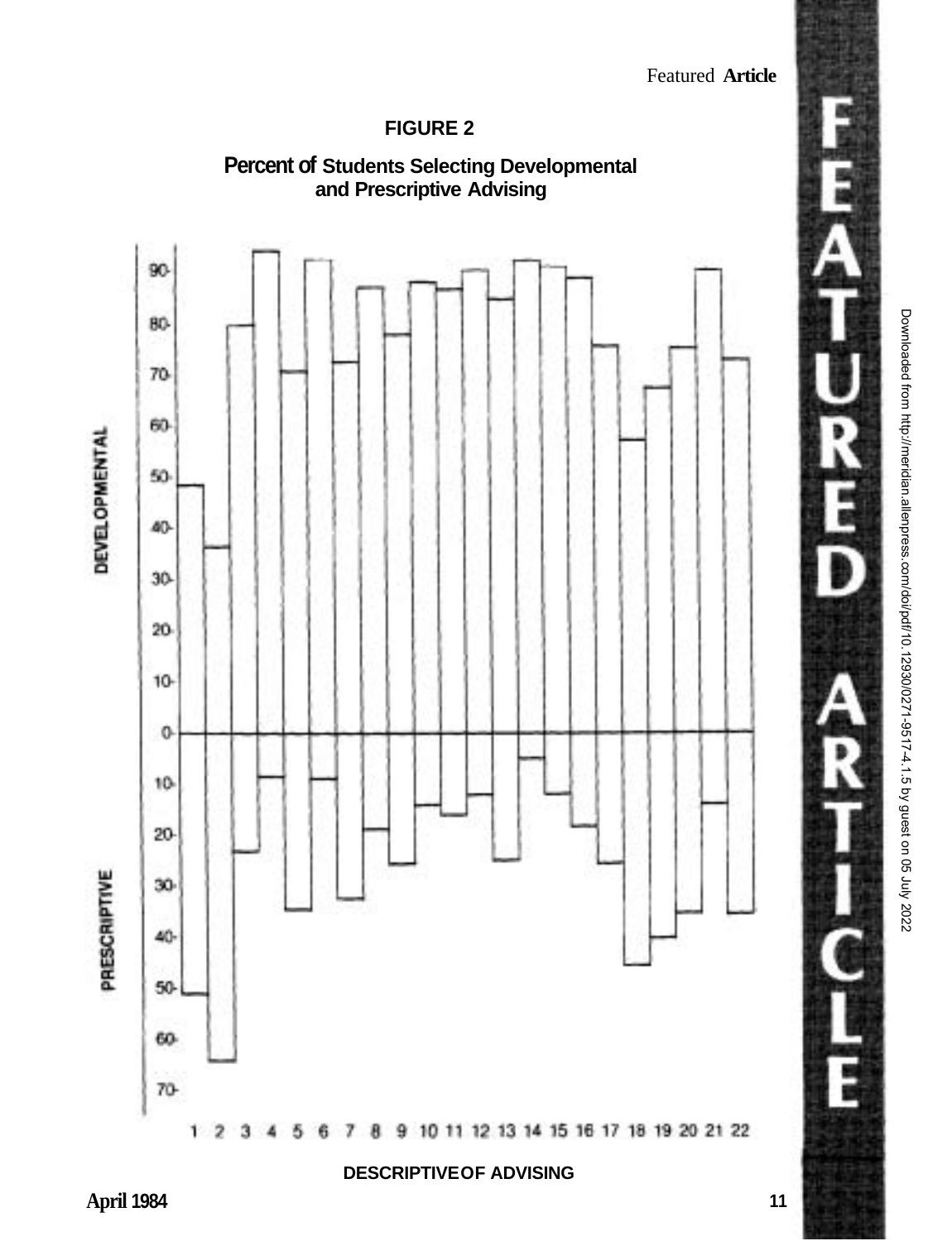## FIGURE 2

### Percent of Students Selecting Developmental and Prescriptive Advising

DESCRIPTIVE OF ADVISING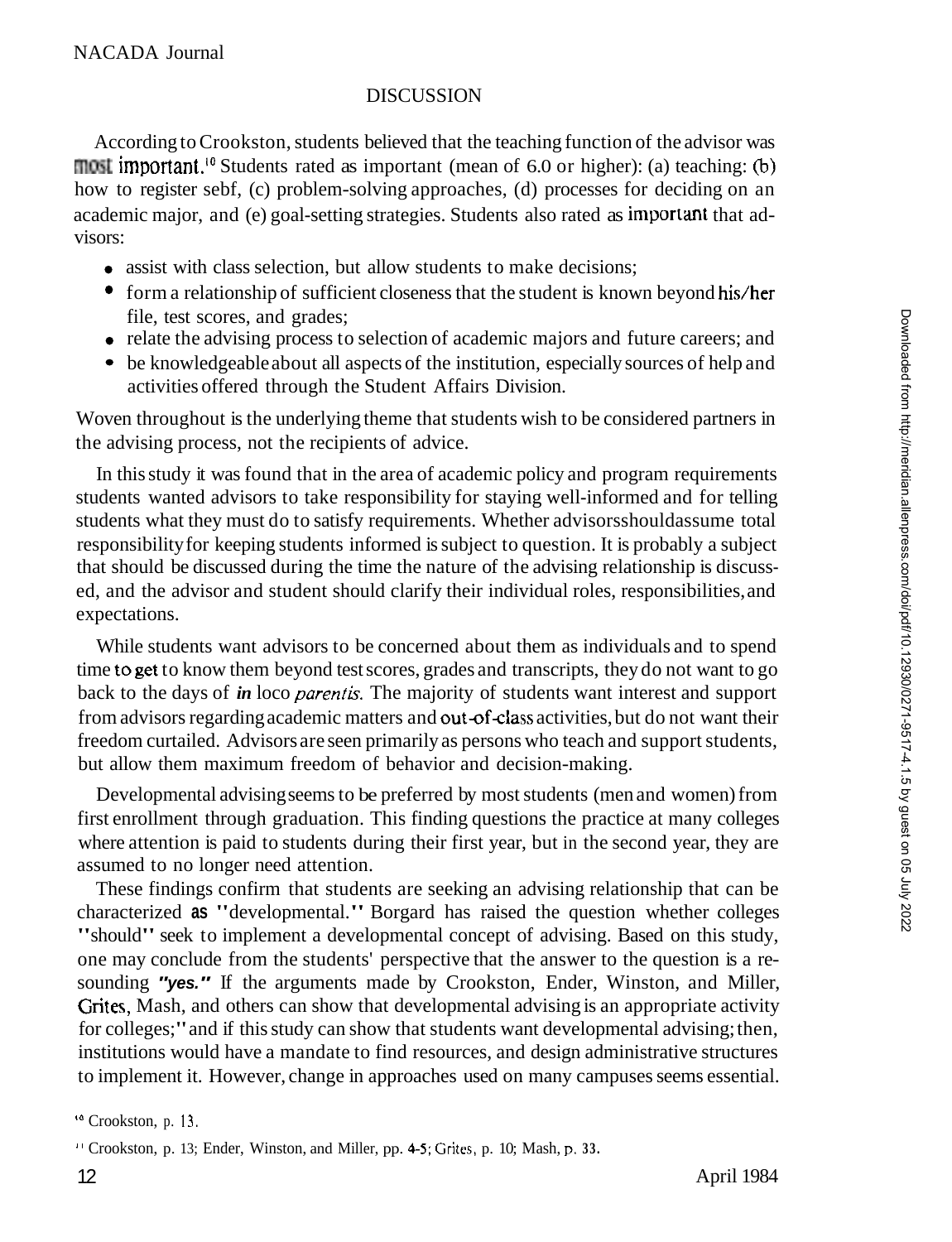## DISCUSSION

According to Crookston, students believed that the teaching function of the advisor was most important.[10] Students rated as important (mean of 6.0 or higher): (a) teaching: (b) how to register sebf, (c) problem-solving approaches, (d) processes for deciding on an academic major, and (e) goal-setting strategies. Students also rated as important that advisors:

- assist with class selection, but allow students to make decisions;
- form a relationship of sufficient closeness that the student is known beyond his/her file, test scores, and grades;
- relate the advising process to selection of academic majors and future careers; and
- be knowledgeable about all aspects of the institution, especially sources of help and activities offered through the Student Affairs Division.

Woven throughout is the underlying theme that students wish to be considered partners in the advising process, not the recipients of advice.

In this study it was found that in the area of academic policy and program requirements students wanted advisors to take responsibility for staying well-informed and for telling students what they must do to satisfy requirements. Whether advisors should assume total responsibility for keeping students informed is subject to question. It is probably a subject that should be discussed during the time the nature of the advising relationship is discussed, and the advisor and student should clarify their individual roles, responsibilities, and expectations.

While students want advisors to be concerned about them as individuals and to spend time to get to know them beyond test scores, grades and transcripts, they do not want to go back to the days of *in loco parentis.* The majority of students want interest and support from advisors regarding academic matters and out-of-class activities, but do not want their freedom curtailed. Advisors are seen primarily as persons who teach and support students, but allow them maximum freedom of behavior and decision-making.

Developmental advising seems to be preferred by most students (men and women) from first enrollment through graduation. This finding questions the practice at many colleges where attention is paid to students during their first year, but in the second year, they are assumed to no longer need attention.

These findings confirm that students are seeking an advising relationship that can be characterized as "developmental." Borgard has raised the question whether colleges "should" seek to implement a developmental concept of advising. Based on this study, one may conclude from the students' perspective that the answer to the question is a resounding ***"yes."*** If the arguments made by Crookston, Ender, Winston, and Miller, Grites, Mash, and others can show that developmental advising is an appropriate activity for colleges;[11] and if this study can show that students want developmental advising; then, institutions would have a mandate to find resources, and design administrative structures to implement it. However, change in approaches used on many campuses seems essential.

[10] Crookston, p. 13.

[11] Crookston, p. 13; Ender, Winston, and Miller, pp. 4-5; Grites, p. 10; Mash, p. 33.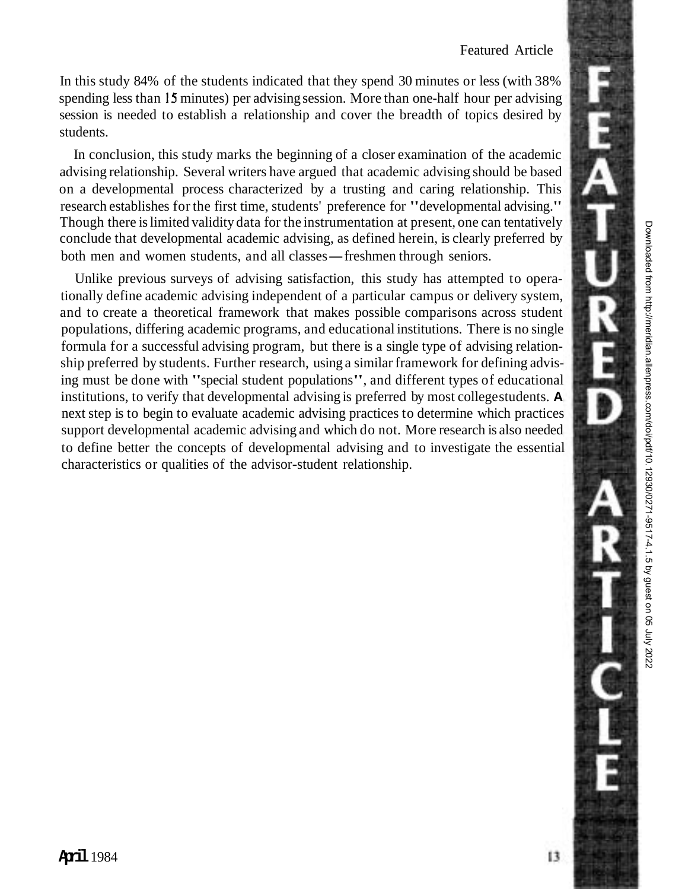In this study 84% of the students indicated that they spend 30 minutes or less (with 38% spending less than 15 minutes) per advising session. More than one-half hour per advising session is needed to establish a relationship and cover the breadth of topics desired by students.

In conclusion, this study marks the beginning of a closer examination of the academic advising relationship. Several writers have argued that academic advising should be based on a developmental process characterized by a trusting and caring relationship. This research establishes for the first time, students' preference for "developmental advising." Though there is limited validity data for the instrumentation at present, one can tentatively conclude that developmental academic advising, as defined herein, is clearly preferred by both men and women students, and all classes—freshmen through seniors.

Unlike previous surveys of advising satisfaction, this study has attempted to operationally define academic advising independent of a particular campus or delivery system, and to create a theoretical framework that makes possible comparisons across student populations, differing academic programs, and educational institutions. There is no single formula for a successful advising program, but there is a single type of advising relationship preferred by students. Further research, using a similar framework for defining advising must be done with "special student populations", and different types of educational institutions, to verify that developmental advising is preferred by most college students. A next step is to begin to evaluate academic advising practices to determine which practices support developmental academic advising and which do not. More research is also needed to define better the concepts of developmental advising and to investigate the essential characteristics or qualities of the advisor-student relationship.